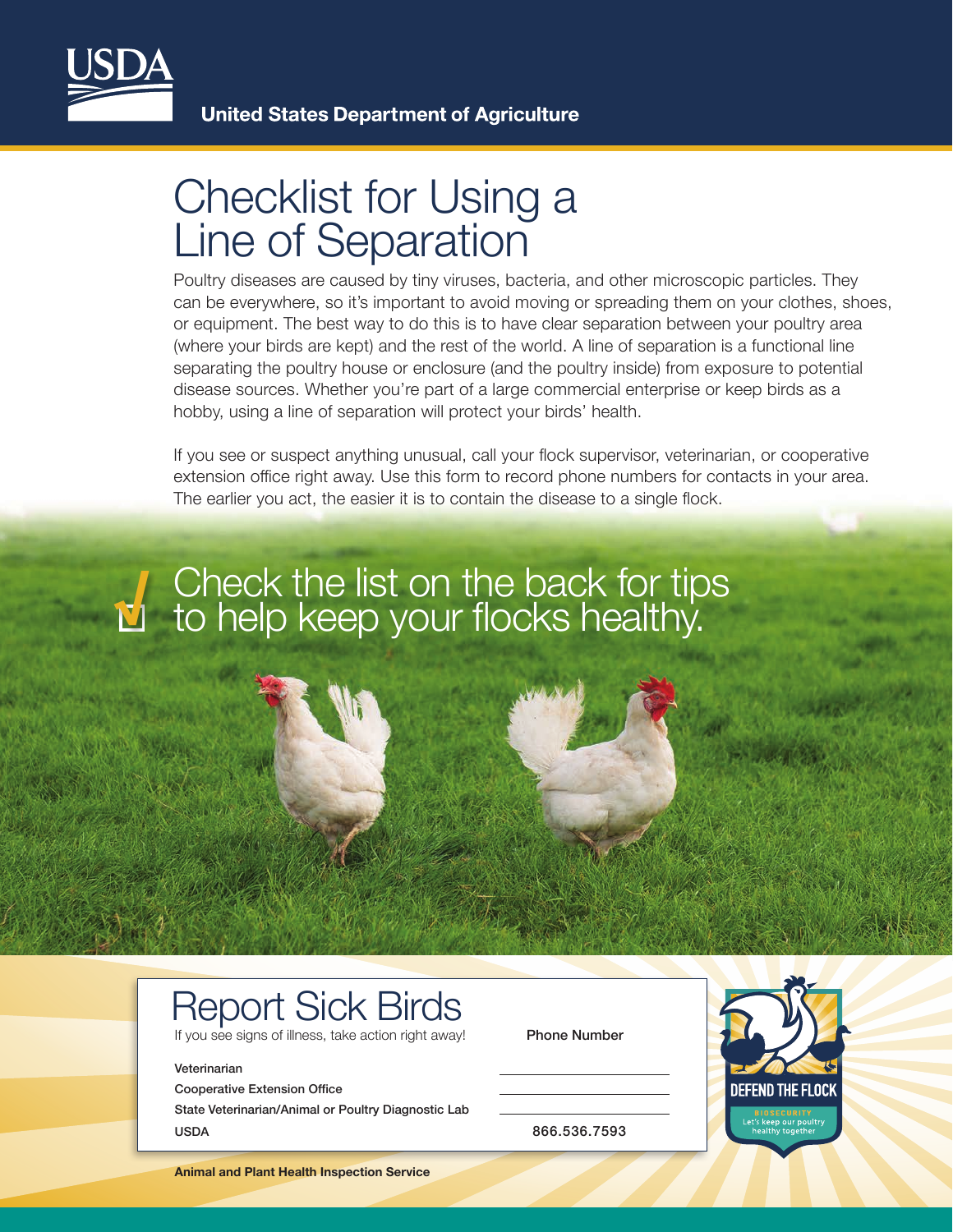USDA

**United States Department of Agriculture**

# Checklist for Using a Line of Separation

Poultry diseases are caused by tiny viruses, bacteria, and other microscopic particles. They can be everywhere, so it's important to avoid moving or spreading them on your clothes, shoes, or equipment. The best way to do this is to have clear separation between your poultry area (where your birds are kept) and the rest of the world. A line of separation is a functional line separating the poultry house or enclosure (and the poultry inside) from exposure to potential disease sources. Whether you're part of a large commercial enterprise or keep birds as a hobby, using a line of separation will protect your birds' health.

If you see or suspect anything unusual, call your flock supervisor, veterinarian, or cooperative extension office right away. Use this form to record phone numbers for contacts in your area. The earlier you act, the easier it is to contain the disease to a single flock.

## Check the list on the back for tips to help keep your flocks healthy.

## Report Sick Birds

If you see signs of illness, take action right away!

| | Phone Number |
|---|---|
| Veterinarian | |
| Cooperative Extension Office | |
| State Veterinarian/Animal or Poultry Diagnostic Lab | |
| USDA | 866.536.7593 |

DEFEND THE FLOCK

BIOSECURITY

Let's keep our poultry healthy together

**Animal and Plant Health Inspection Service**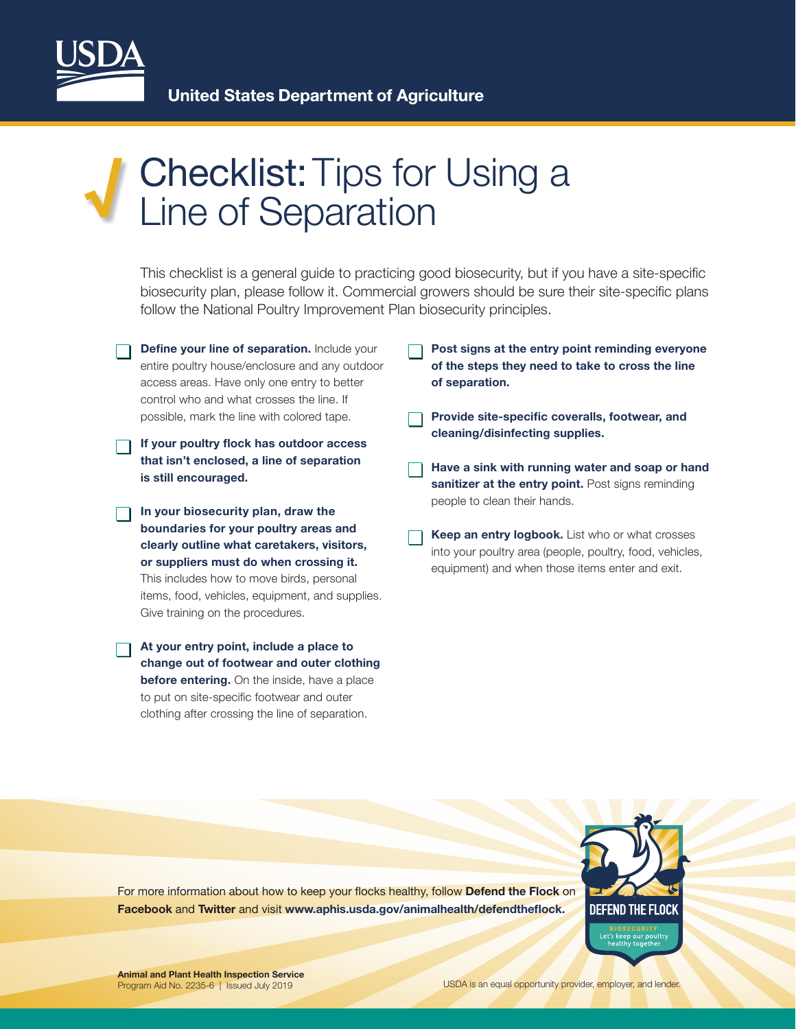United States Department of Agriculture

# Checklist: Tips for Using a Line of Separation

This checklist is a general guide to practicing good biosecurity, but if you have a site-specific biosecurity plan, please follow it. Commercial growers should be sure their site-specific plans follow the National Poultry Improvement Plan biosecurity principles.

- [ ] **Define your line of separation.** Include your entire poultry house/enclosure and any outdoor access areas. Have only one entry to better control who and what crosses the line. If possible, mark the line with colored tape.
- [ ] **If your poultry flock has outdoor access that isn't enclosed, a line of separation is still encouraged.**
- [ ] **In your biosecurity plan, draw the boundaries for your poultry areas and clearly outline what caretakers, visitors, or suppliers must do when crossing it.** This includes how to move birds, personal items, food, vehicles, equipment, and supplies. Give training on the procedures.
- [ ] **At your entry point, include a place to change out of footwear and outer clothing before entering.** On the inside, have a place to put on site-specific footwear and outer clothing after crossing the line of separation.
- [ ] **Post signs at the entry point reminding everyone of the steps they need to take to cross the line of separation.**
- [ ] **Provide site-specific coveralls, footwear, and cleaning/disinfecting supplies.**
- [ ] **Have a sink with running water and soap or hand sanitizer at the entry point.** Post signs reminding people to clean their hands.
- [ ] **Keep an entry logbook.** List who or what crosses into your poultry area (people, poultry, food, vehicles, equipment) and when those items enter and exit.

For more information about how to keep your flocks healthy, follow **Defend the Flock** on **Facebook** and **Twitter** and visit **www.aphis.usda.gov/animalhealth/defendtheflock.**

DEFEND THE FLOCK
BIOSECURITY
Let's keep our poultry healthy together

**Animal and Plant Health Inspection Service**
Program Aid No. 2235-6 | Issued July 2019

USDA is an equal opportunity provider, employer, and lender.